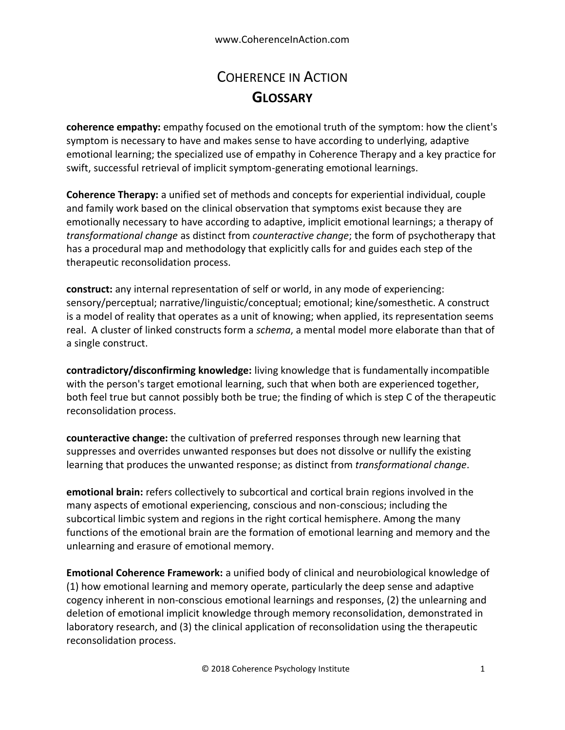# Coherence in Action

## Glossary

**coherence empathy:** empathy focused on the emotional truth of the symptom: how the client's symptom is necessary to have and makes sense to have according to underlying, adaptive emotional learning; the specialized use of empathy in Coherence Therapy and a key practice for swift, successful retrieval of implicit symptom-generating emotional learnings.

**Coherence Therapy:** a unified set of methods and concepts for experiential individual, couple and family work based on the clinical observation that symptoms exist because they are emotionally necessary to have according to adaptive, implicit emotional learnings; a therapy of *transformational change* as distinct from *counteractive change*; the form of psychotherapy that has a procedural map and methodology that explicitly calls for and guides each step of the therapeutic reconsolidation process.

**construct:** any internal representation of self or world, in any mode of experiencing: sensory/perceptual; narrative/linguistic/conceptual; emotional; kine/somesthetic. A construct is a model of reality that operates as a unit of knowing; when applied, its representation seems real. A cluster of linked constructs form a *schema*, a mental model more elaborate than that of a single construct.

**contradictory/disconfirming knowledge:** living knowledge that is fundamentally incompatible with the person's target emotional learning, such that when both are experienced together, both feel true but cannot possibly both be true; the finding of which is step C of the therapeutic reconsolidation process.

**counteractive change:** the cultivation of preferred responses through new learning that suppresses and overrides unwanted responses but does not dissolve or nullify the existing learning that produces the unwanted response; as distinct from *transformational change*.

**emotional brain:** refers collectively to subcortical and cortical brain regions involved in the many aspects of emotional experiencing, conscious and non-conscious; including the subcortical limbic system and regions in the right cortical hemisphere. Among the many functions of the emotional brain are the formation of emotional learning and memory and the unlearning and erasure of emotional memory.

**Emotional Coherence Framework:** a unified body of clinical and neurobiological knowledge of (1) how emotional learning and memory operate, particularly the deep sense and adaptive cogency inherent in non-conscious emotional learnings and responses, (2) the unlearning and deletion of emotional implicit knowledge through memory reconsolidation, demonstrated in laboratory research, and (3) the clinical application of reconsolidation using the therapeutic reconsolidation process.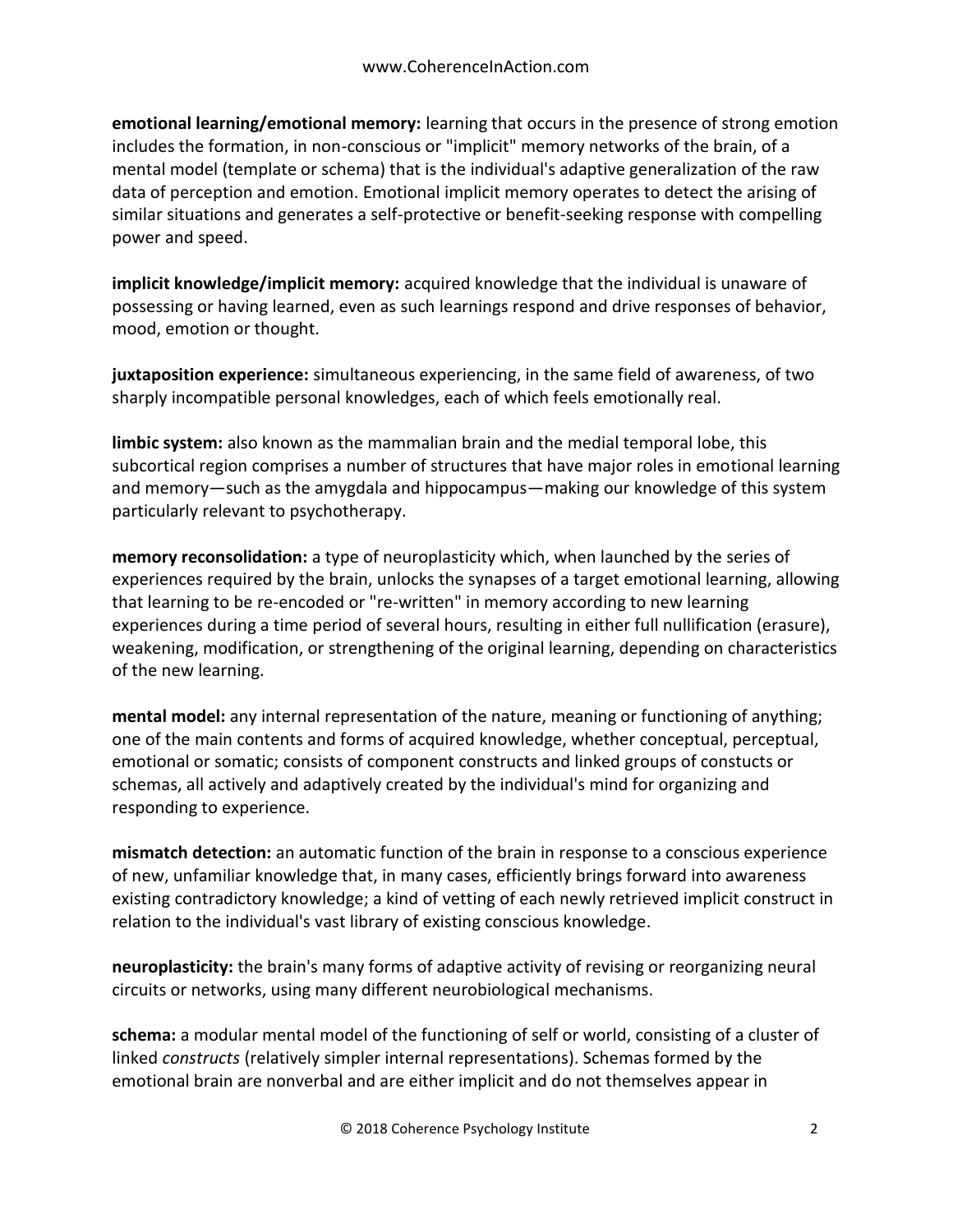**emotional learning/emotional memory:** learning that occurs in the presence of strong emotion includes the formation, in non-conscious or "implicit" memory networks of the brain, of a mental model (template or schema) that is the individual's adaptive generalization of the raw data of perception and emotion. Emotional implicit memory operates to detect the arising of similar situations and generates a self-protective or benefit-seeking response with compelling power and speed.

**implicit knowledge/implicit memory:** acquired knowledge that the individual is unaware of possessing or having learned, even as such learnings respond and drive responses of behavior, mood, emotion or thought.

**juxtaposition experience:** simultaneous experiencing, in the same field of awareness, of two sharply incompatible personal knowledges, each of which feels emotionally real.

**limbic system:** also known as the mammalian brain and the medial temporal lobe, this subcortical region comprises a number of structures that have major roles in emotional learning and memory—such as the amygdala and hippocampus—making our knowledge of this system particularly relevant to psychotherapy.

**memory reconsolidation:** a type of neuroplasticity which, when launched by the series of experiences required by the brain, unlocks the synapses of a target emotional learning, allowing that learning to be re-encoded or "re-written" in memory according to new learning experiences during a time period of several hours, resulting in either full nullification (erasure), weakening, modification, or strengthening of the original learning, depending on characteristics of the new learning.

**mental model:** any internal representation of the nature, meaning or functioning of anything; one of the main contents and forms of acquired knowledge, whether conceptual, perceptual, emotional or somatic; consists of component constructs and linked groups of constucts or schemas, all actively and adaptively created by the individual's mind for organizing and responding to experience.

**mismatch detection:** an automatic function of the brain in response to a conscious experience of new, unfamiliar knowledge that, in many cases, efficiently brings forward into awareness existing contradictory knowledge; a kind of vetting of each newly retrieved implicit construct in relation to the individual's vast library of existing conscious knowledge.

**neuroplasticity:** the brain's many forms of adaptive activity of revising or reorganizing neural circuits or networks, using many different neurobiological mechanisms.

**schema:** a modular mental model of the functioning of self or world, consisting of a cluster of linked *constructs* (relatively simpler internal representations). Schemas formed by the emotional brain are nonverbal and are either implicit and do not themselves appear in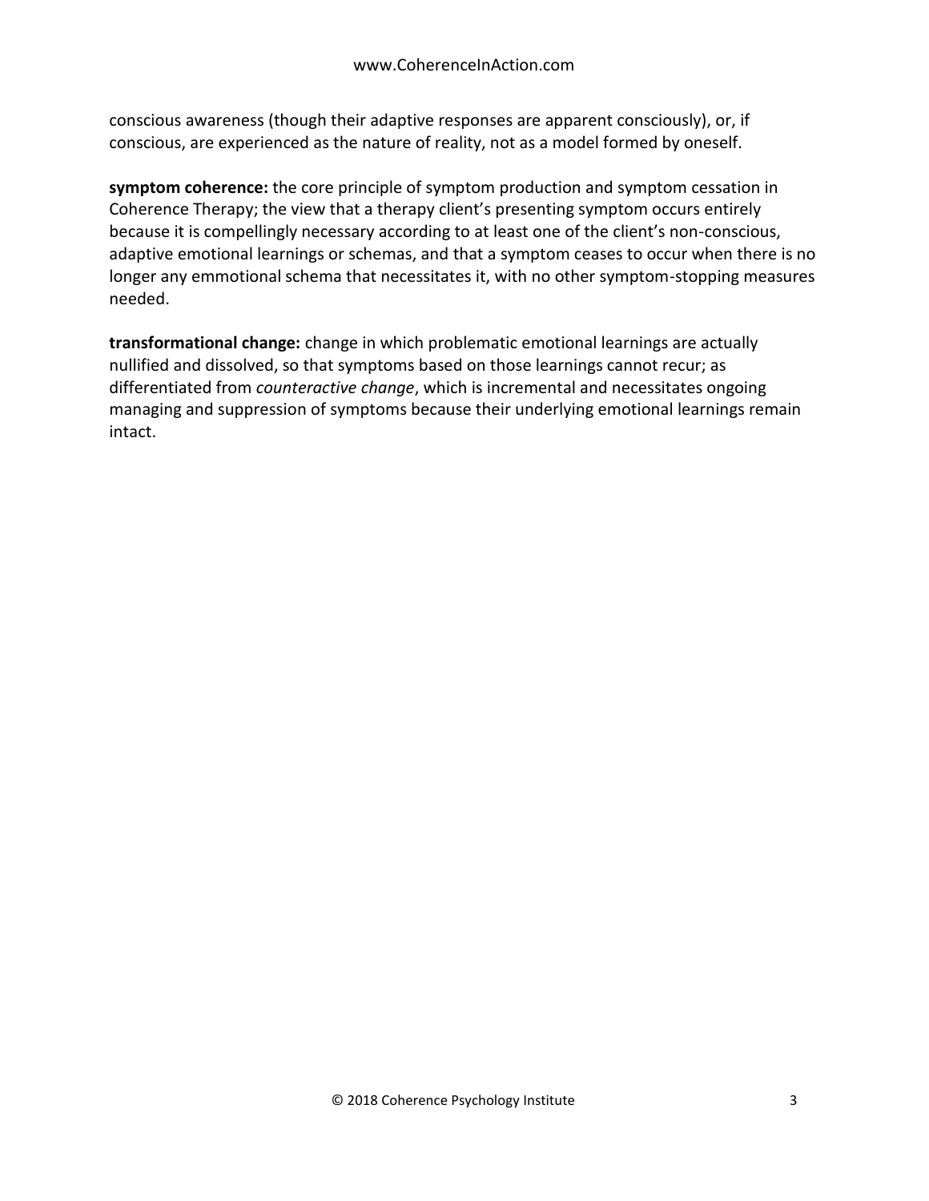conscious awareness (though their adaptive responses are apparent consciously), or, if conscious, are experienced as the nature of reality, not as a model formed by oneself.

**symptom coherence:** the core principle of symptom production and symptom cessation in Coherence Therapy; the view that a therapy client's presenting symptom occurs entirely because it is compellingly necessary according to at least one of the client's non-conscious, adaptive emotional learnings or schemas, and that a symptom ceases to occur when there is no longer any emmotional schema that necessitates it, with no other symptom-stopping measures needed.

**transformational change:** change in which problematic emotional learnings are actually nullified and dissolved, so that symptoms based on those learnings cannot recur; as differentiated from *counteractive change*, which is incremental and necessitates ongoing managing and suppression of symptoms because their underlying emotional learnings remain intact.